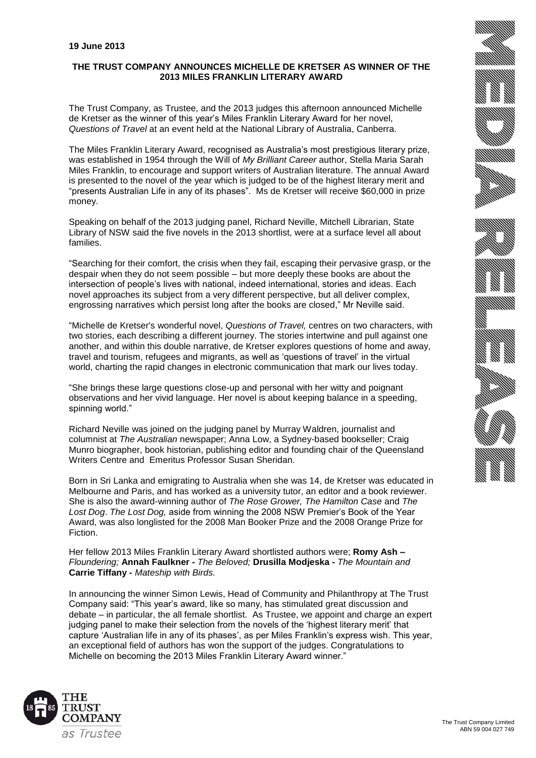**19 June 2013**

## THE TRUST COMPANY ANNOUNCES MICHELLE DE KRETSER AS WINNER OF THE 2013 MILES FRANKLIN LITERARY AWARD

The Trust Company, as Trustee, and the 2013 judges this afternoon announced Michelle de Kretser as the winner of this year's Miles Franklin Literary Award for her novel, *Questions of Travel* at an event held at the National Library of Australia, Canberra.

The Miles Franklin Literary Award, recognised as Australia's most prestigious literary prize, was established in 1954 through the Will of *My Brilliant Career* author, Stella Maria Sarah Miles Franklin, to encourage and support writers of Australian literature. The annual Award is presented to the novel of the year which is judged to be of the highest literary merit and "presents Australian Life in any of its phases". Ms de Kretser will receive $60,000 in prize money.

Speaking on behalf of the 2013 judging panel, Richard Neville, Mitchell Librarian, State Library of NSW said the five novels in the 2013 shortlist, were at a surface level all about families.

"Searching for their comfort, the crisis when they fail, escaping their pervasive grasp, or the despair when they do not seem possible – but more deeply these books are about the intersection of people's lives with national, indeed international, stories and ideas. Each novel approaches its subject from a very different perspective, but all deliver complex, engrossing narratives which persist long after the books are closed," Mr Neville said.

"Michelle de Kretser's wonderful novel, *Questions of Travel,* centres on two characters, with two stories, each describing a different journey. The stories intertwine and pull against one another, and within this double narrative, de Kretser explores questions of home and away, travel and tourism, refugees and migrants, as well as 'questions of travel' in the virtual world, charting the rapid changes in electronic communication that mark our lives today.

"She brings these large questions close-up and personal with her witty and poignant observations and her vivid language. Her novel is about keeping balance in a speeding, spinning world."

Richard Neville was joined on the judging panel by Murray Waldren, journalist and columnist at *The Australian* newspaper; Anna Low, a Sydney-based bookseller; Craig Munro biographer, book historian, publishing editor and founding chair of the Queensland Writers Centre and Emeritus Professor Susan Sheridan.

Born in Sri Lanka and emigrating to Australia when she was 14, de Kretser was educated in Melbourne and Paris, and has worked as a university tutor, an editor and a book reviewer. She is also the award-winning author of *The Rose Grower, The Hamilton Case* and *The Lost Dog*. *The Lost Dog,* aside from winning the 2008 NSW Premier's Book of the Year Award, was also longlisted for the 2008 Man Booker Prize and the 2008 Orange Prize for Fiction.

Her fellow 2013 Miles Franklin Literary Award shortlisted authors were; **Romy Ash –** *Floundering;* **Annah Faulkner -** *The Beloved;* **Drusilla Modjeska -** *The Mountain and* **Carrie Tiffany -** *Mateship with Birds.*

In announcing the winner Simon Lewis, Head of Community and Philanthropy at The Trust Company said: "This year's award, like so many, has stimulated great discussion and debate – in particular, the all female shortlist. As Trustee, we appoint and charge an expert judging panel to make their selection from the novels of the 'highest literary merit' that capture 'Australian life in any of its phases', as per Miles Franklin's express wish. This year, an exceptional field of authors has won the support of the judges. Congratulations to Michelle on becoming the 2013 Miles Franklin Literary Award winner."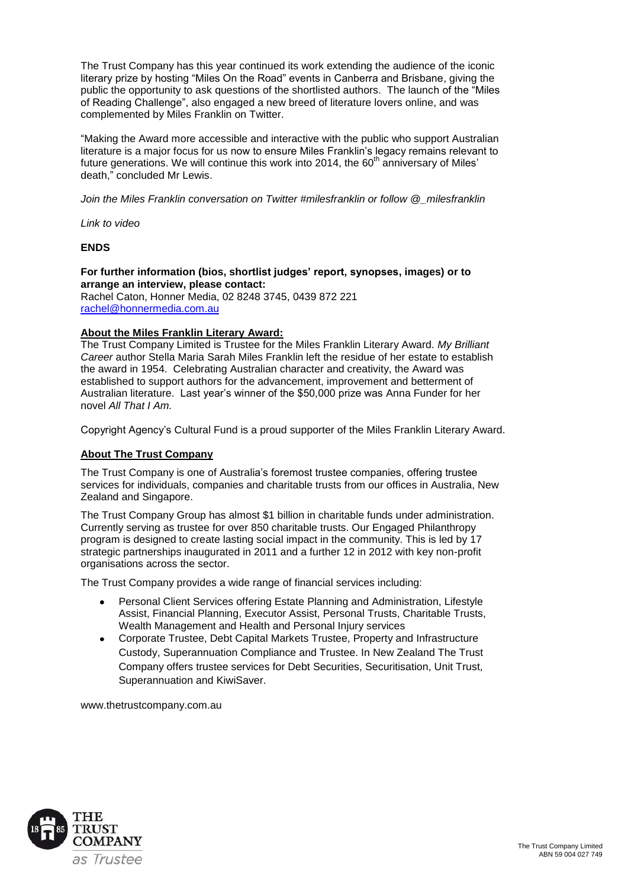The Trust Company has this year continued its work extending the audience of the iconic literary prize by hosting "Miles On the Road" events in Canberra and Brisbane, giving the public the opportunity to ask questions of the shortlisted authors. The launch of the "Miles of Reading Challenge", also engaged a new breed of literature lovers online, and was complemented by Miles Franklin on Twitter.

"Making the Award more accessible and interactive with the public who support Australian literature is a major focus for us now to ensure Miles Franklin's legacy remains relevant to future generations. We will continue this work into 2014, the 60th anniversary of Miles' death," concluded Mr Lewis.

*Join the Miles Franklin conversation on Twitter #milesfranklin or follow @_milesfranklin*

*Link to video*

**ENDS**

**For further information (bios, shortlist judges' report, synopses, images) or to arrange an interview, please contact:**
Rachel Caton, Honner Media, 02 8248 3745, 0439 872 221
rachel@honnermedia.com.au

## About the Miles Franklin Literary Award:

The Trust Company Limited is Trustee for the Miles Franklin Literary Award. *My Brilliant Career* author Stella Maria Sarah Miles Franklin left the residue of her estate to establish the award in 1954. Celebrating Australian character and creativity, the Award was established to support authors for the advancement, improvement and betterment of Australian literature. Last year's winner of the $50,000 prize was Anna Funder for her novel *All That I Am.*

Copyright Agency's Cultural Fund is a proud supporter of the Miles Franklin Literary Award.

## About The Trust Company

The Trust Company is one of Australia's foremost trustee companies, offering trustee services for individuals, companies and charitable trusts from our offices in Australia, New Zealand and Singapore.

The Trust Company Group has almost $1 billion in charitable funds under administration. Currently serving as trustee for over 850 charitable trusts. Our Engaged Philanthropy program is designed to create lasting social impact in the community. This is led by 17 strategic partnerships inaugurated in 2011 and a further 12 in 2012 with key non-profit organisations across the sector.

The Trust Company provides a wide range of financial services including:

- Personal Client Services offering Estate Planning and Administration, Lifestyle Assist, Financial Planning, Executor Assist, Personal Trusts, Charitable Trusts, Wealth Management and Health and Personal Injury services
- Corporate Trustee, Debt Capital Markets Trustee, Property and Infrastructure Custody, Superannuation Compliance and Trustee. In New Zealand The Trust Company offers trustee services for Debt Securities, Securitisation, Unit Trust, Superannuation and KiwiSaver.

www.thetrustcompany.com.au

THE TRUST COMPANY as Trustee

The Trust Company Limited
ABN 59 004 027 749